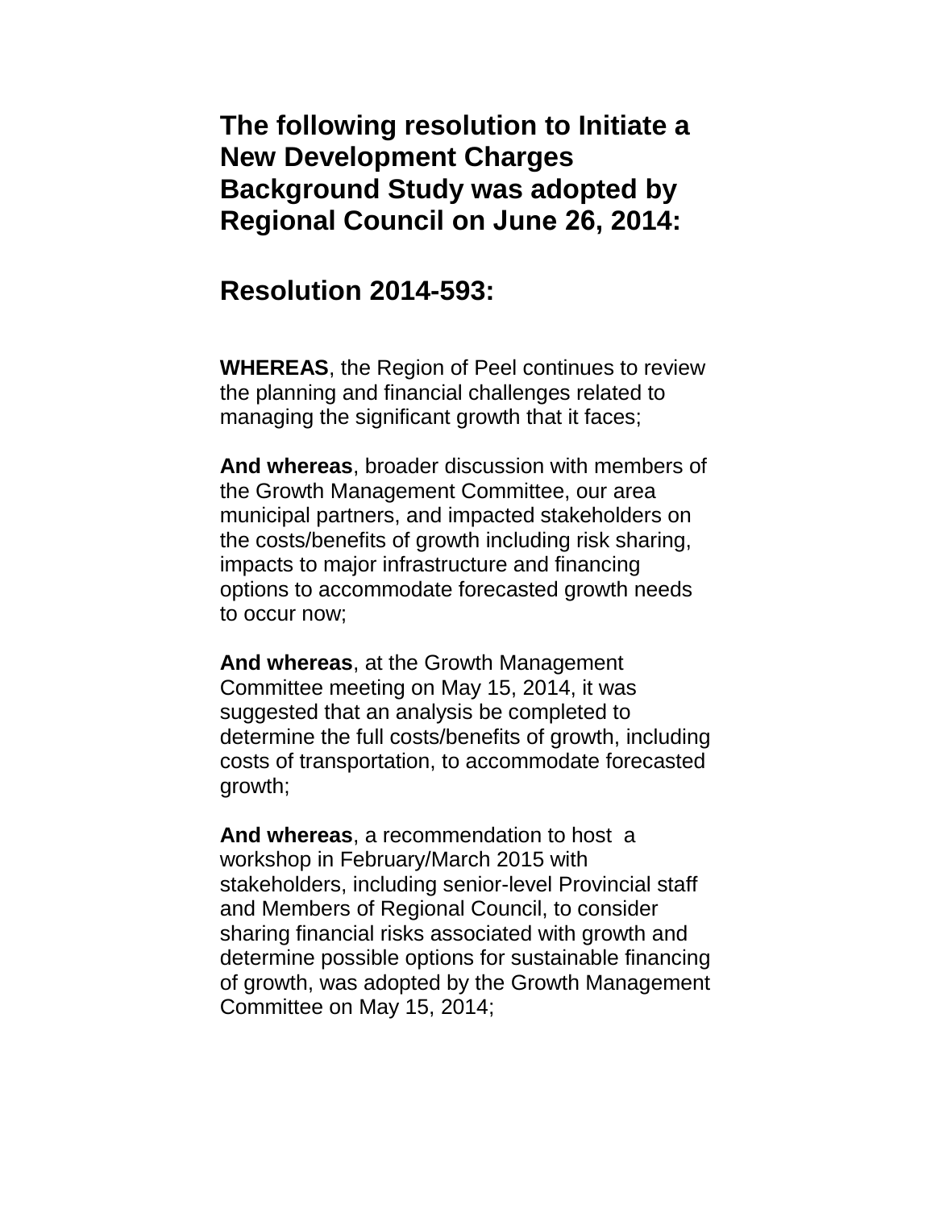# The following resolution to Initiate a New Development Charges Background Study was adopted by Regional Council on June 26, 2014:

## Resolution 2014-593:

**WHEREAS**, the Region of Peel continues to review the planning and financial challenges related to managing the significant growth that it faces;

**And whereas**, broader discussion with members of the Growth Management Committee, our area municipal partners, and impacted stakeholders on the costs/benefits of growth including risk sharing, impacts to major infrastructure and financing options to accommodate forecasted growth needs to occur now;

**And whereas**, at the Growth Management Committee meeting on May 15, 2014, it was suggested that an analysis be completed to determine the full costs/benefits of growth, including costs of transportation, to accommodate forecasted growth;

**And whereas**, a recommendation to host a workshop in February/March 2015 with stakeholders, including senior-level Provincial staff and Members of Regional Council, to consider sharing financial risks associated with growth and determine possible options for sustainable financing of growth, was adopted by the Growth Management Committee on May 15, 2014;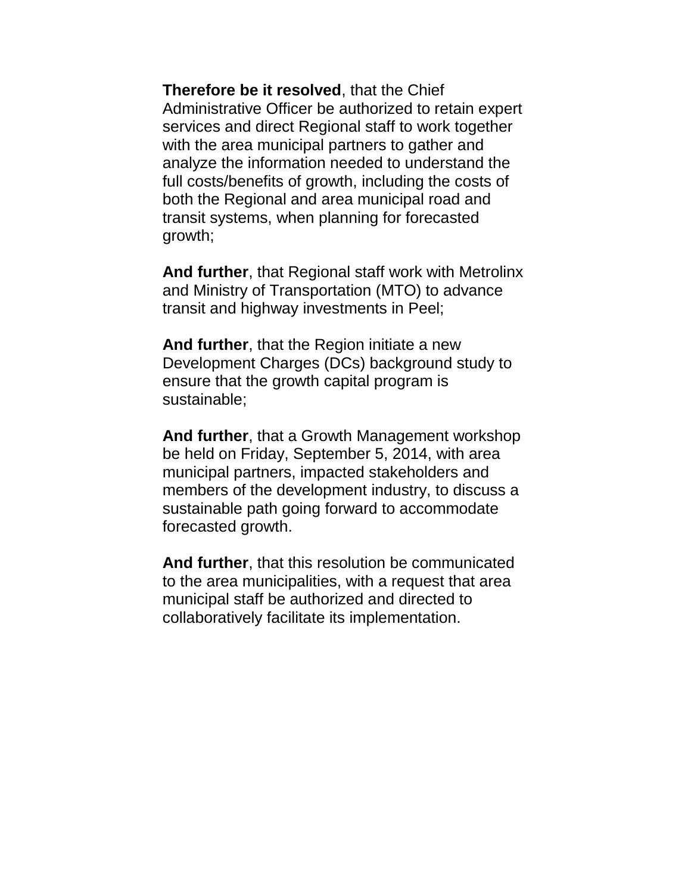**Therefore be it resolved**, that the Chief Administrative Officer be authorized to retain expert services and direct Regional staff to work together with the area municipal partners to gather and analyze the information needed to understand the full costs/benefits of growth, including the costs of both the Regional and area municipal road and transit systems, when planning for forecasted growth;

**And further**, that Regional staff work with Metrolinx and Ministry of Transportation (MTO) to advance transit and highway investments in Peel;

**And further**, that the Region initiate a new Development Charges (DCs) background study to ensure that the growth capital program is sustainable;

**And further**, that a Growth Management workshop be held on Friday, September 5, 2014, with area municipal partners, impacted stakeholders and members of the development industry, to discuss a sustainable path going forward to accommodate forecasted growth.

**And further**, that this resolution be communicated to the area municipalities, with a request that area municipal staff be authorized and directed to collaboratively facilitate its implementation.